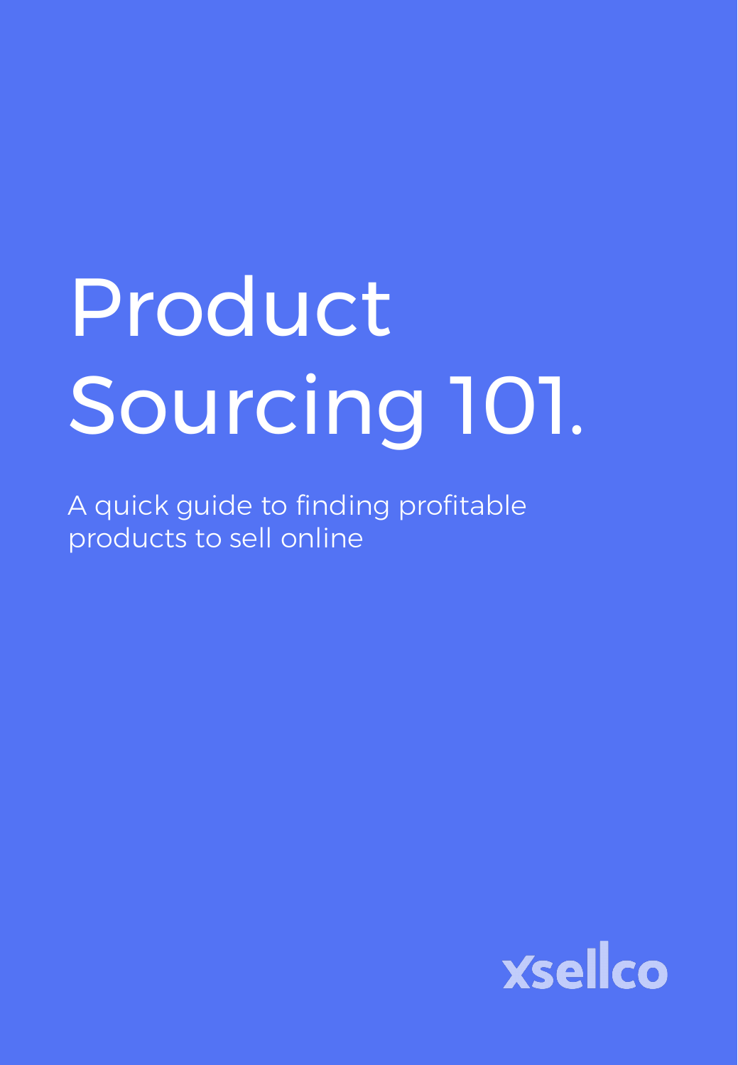# Product Sourcing 101.

A quick guide to finding profitable products to sell online

xsellco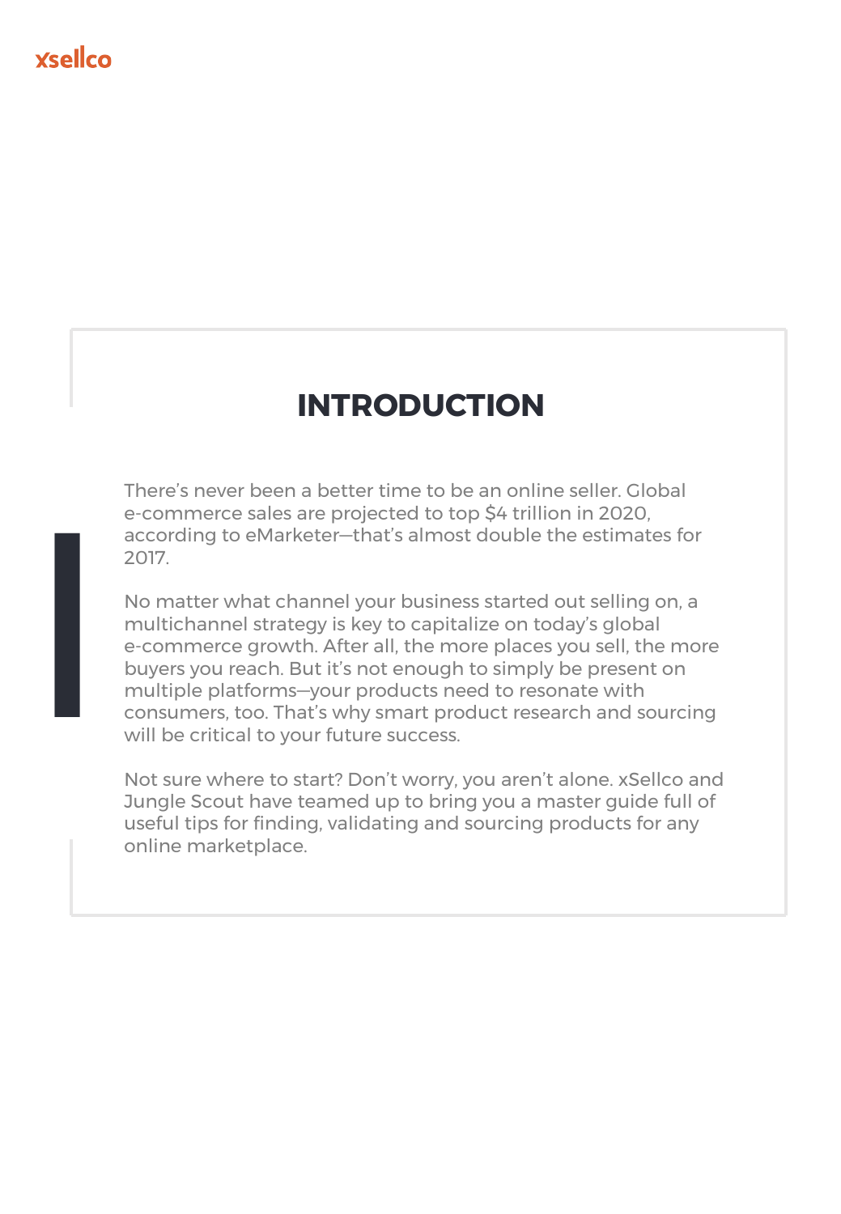# INTRODUCTION

There's never been a better time to be an online seller. Global e-commerce sales are projected to top $4 trillion in 2020, according to eMarketer—that's almost double the estimates for 2017.

No matter what channel your business started out selling on, a multichannel strategy is key to capitalize on today's global e-commerce growth. After all, the more places you sell, the more buyers you reach. But it's not enough to simply be present on multiple platforms—your products need to resonate with consumers, too. That's why smart product research and sourcing will be critical to your future success.

Not sure where to start? Don't worry, you aren't alone. xSellco and Jungle Scout have teamed up to bring you a master guide full of useful tips for finding, validating and sourcing products for any online marketplace.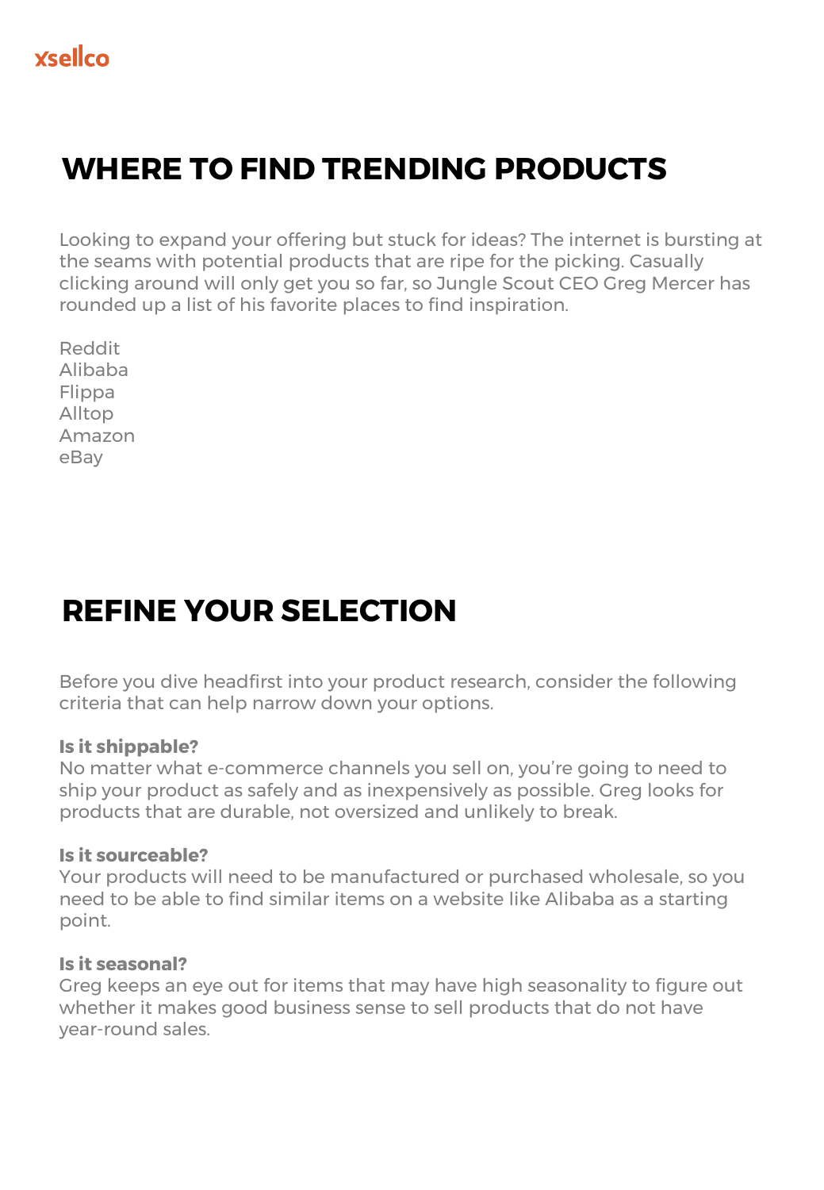## WHERE TO FIND TRENDING PRODUCTS

Looking to expand your offering but stuck for ideas? The internet is bursting at the seams with potential products that are ripe for the picking. Casually clicking around will only get you so far, so Jungle Scout CEO Greg Mercer has rounded up a list of his favorite places to find inspiration.

Reddit
Alibaba
Flippa
Alltop
Amazon
eBay

## REFINE YOUR SELECTION

Before you dive headfirst into your product research, consider the following criteria that can help narrow down your options.

**Is it shippable?**
No matter what e-commerce channels you sell on, you're going to need to ship your product as safely and as inexpensively as possible. Greg looks for products that are durable, not oversized and unlikely to break.

**Is it sourceable?**
Your products will need to be manufactured or purchased wholesale, so you need to be able to find similar items on a website like Alibaba as a starting point.

**Is it seasonal?**
Greg keeps an eye out for items that may have high seasonality to figure out whether it makes good business sense to sell products that do not have year-round sales.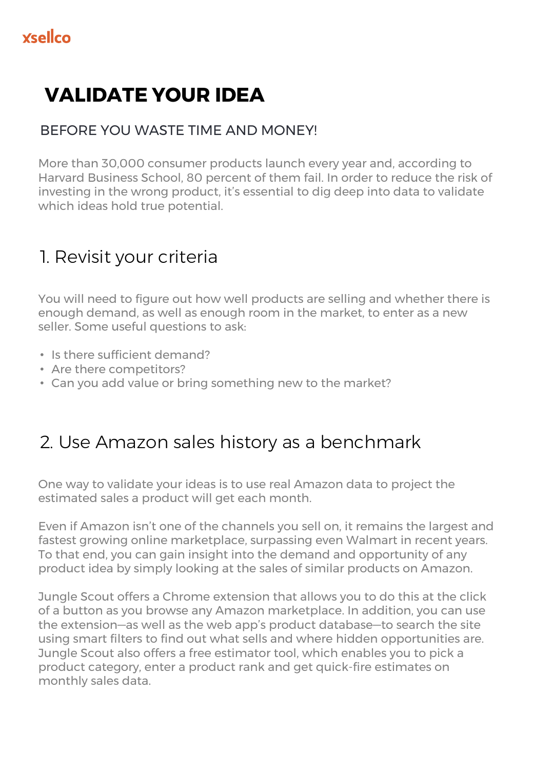# VALIDATE YOUR IDEA

BEFORE YOU WASTE TIME AND MONEY!

More than 30,000 consumer products launch every year and, according to Harvard Business School, 80 percent of them fail. In order to reduce the risk of investing in the wrong product, it's essential to dig deep into data to validate which ideas hold true potential.

## 1. Revisit your criteria

You will need to figure out how well products are selling and whether there is enough demand, as well as enough room in the market, to enter as a new seller. Some useful questions to ask:

- Is there sufficient demand?
- Are there competitors?
- Can you add value or bring something new to the market?

## 2. Use Amazon sales history as a benchmark

One way to validate your ideas is to use real Amazon data to project the estimated sales a product will get each month.

Even if Amazon isn't one of the channels you sell on, it remains the largest and fastest growing online marketplace, surpassing even Walmart in recent years. To that end, you can gain insight into the demand and opportunity of any product idea by simply looking at the sales of similar products on Amazon.

Jungle Scout offers a Chrome extension that allows you to do this at the click of a button as you browse any Amazon marketplace. In addition, you can use the extension—as well as the web app's product database—to search the site using smart filters to find out what sells and where hidden opportunities are. Jungle Scout also offers a free estimator tool, which enables you to pick a product category, enter a product rank and get quick-fire estimates on monthly sales data.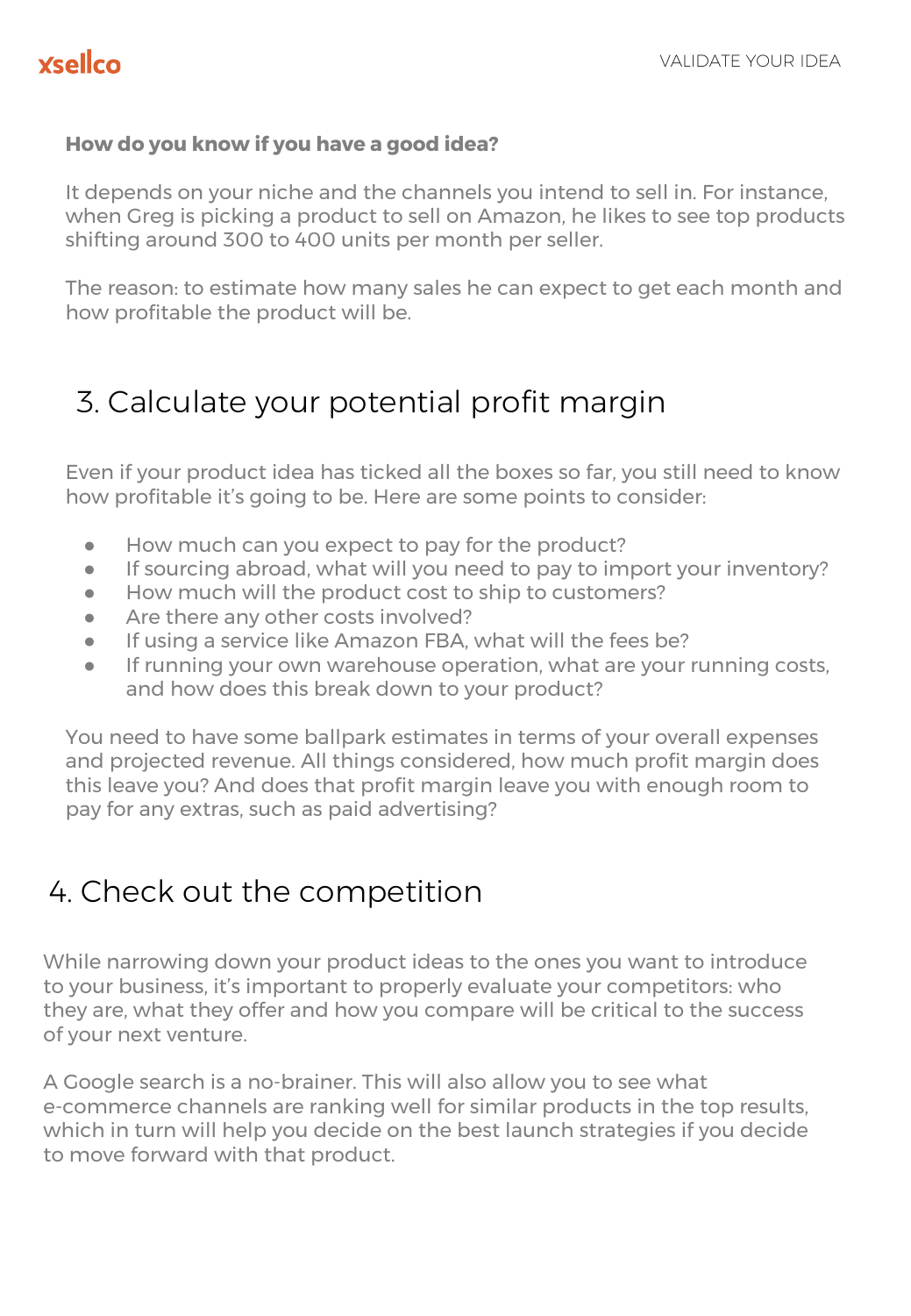**How do you know if you have a good idea?**

It depends on your niche and the channels you intend to sell in. For instance, when Greg is picking a product to sell on Amazon, he likes to see top products shifting around 300 to 400 units per month per seller.

The reason: to estimate how many sales he can expect to get each month and how profitable the product will be.

## 3. Calculate your potential profit margin

Even if your product idea has ticked all the boxes so far, you still need to know how profitable it's going to be. Here are some points to consider:

- How much can you expect to pay for the product?
- If sourcing abroad, what will you need to pay to import your inventory?
- How much will the product cost to ship to customers?
- Are there any other costs involved?
- If using a service like Amazon FBA, what will the fees be?
- If running your own warehouse operation, what are your running costs, and how does this break down to your product?

You need to have some ballpark estimates in terms of your overall expenses and projected revenue. All things considered, how much profit margin does this leave you? And does that profit margin leave you with enough room to pay for any extras, such as paid advertising?

## 4. Check out the competition

While narrowing down your product ideas to the ones you want to introduce to your business, it's important to properly evaluate your competitors: who they are, what they offer and how you compare will be critical to the success of your next venture.

A Google search is a no-brainer. This will also allow you to see what e-commerce channels are ranking well for similar products in the top results, which in turn will help you decide on the best launch strategies if you decide to move forward with that product.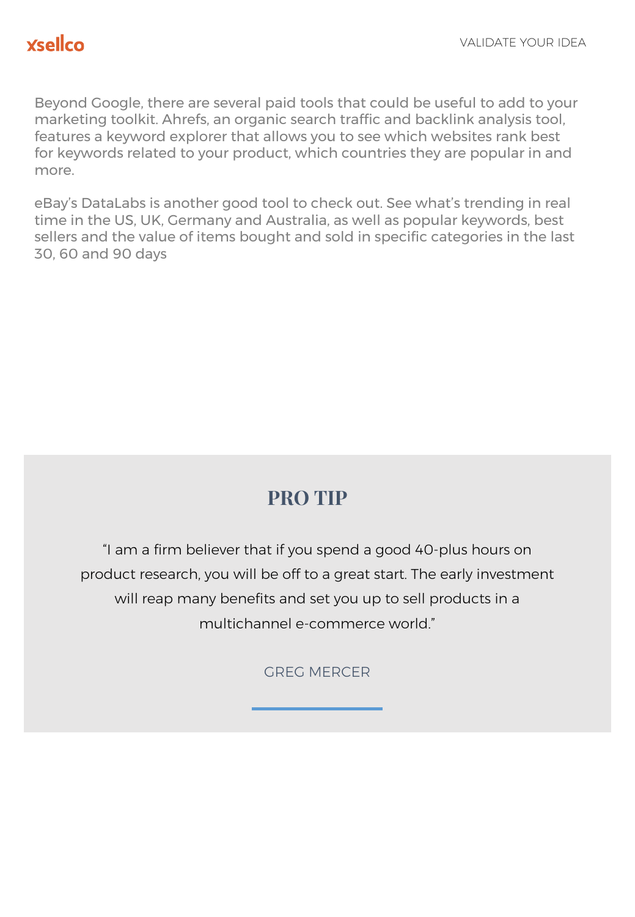Beyond Google, there are several paid tools that could be useful to add to your marketing toolkit. Ahrefs, an organic search traffic and backlink analysis tool, features a keyword explorer that allows you to see which websites rank best for keywords related to your product, which countries they are popular in and more.

eBay's DataLabs is another good tool to check out. See what's trending in real time in the US, UK, Germany and Australia, as well as popular keywords, best sellers and the value of items bought and sold in specific categories in the last 30, 60 and 90 days

## PRO TIP

"I am a firm believer that if you spend a good 40-plus hours on product research, you will be off to a great start. The early investment will reap many benefits and set you up to sell products in a multichannel e-commerce world."

GREG MERCER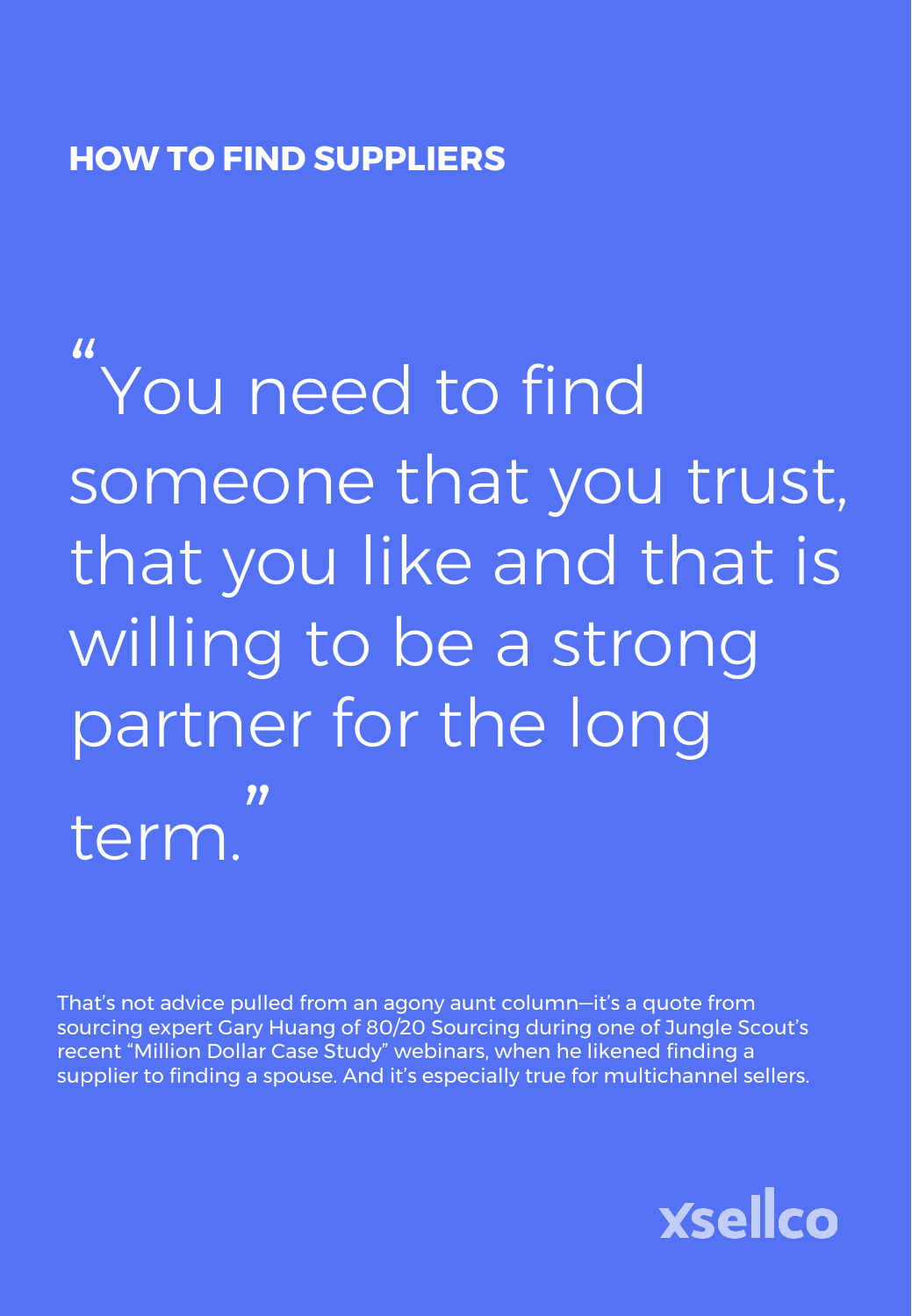## HOW TO FIND SUPPLIERS

> "You need to find someone that you trust, that you like and that is willing to be a strong partner for the long term."

That's not advice pulled from an agony aunt column—it's a quote from sourcing expert Gary Huang of 80/20 Sourcing during one of Jungle Scout's recent "Million Dollar Case Study" webinars, when he likened finding a supplier to finding a spouse. And it's especially true for multichannel sellers.

xsellco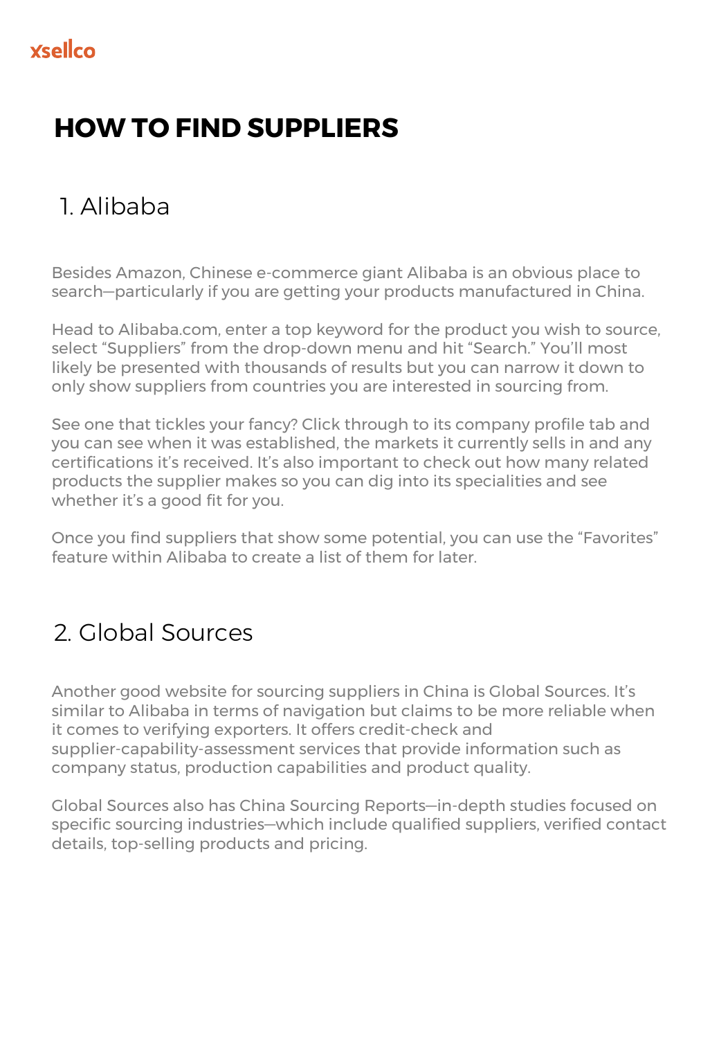# HOW TO FIND SUPPLIERS

## 1. Alibaba

Besides Amazon, Chinese e-commerce giant Alibaba is an obvious place to search—particularly if you are getting your products manufactured in China.

Head to Alibaba.com, enter a top keyword for the product you wish to source, select "Suppliers" from the drop-down menu and hit "Search." You'll most likely be presented with thousands of results but you can narrow it down to only show suppliers from countries you are interested in sourcing from.

See one that tickles your fancy? Click through to its company profile tab and you can see when it was established, the markets it currently sells in and any certifications it's received. It's also important to check out how many related products the supplier makes so you can dig into its specialities and see whether it's a good fit for you.

Once you find suppliers that show some potential, you can use the "Favorites" feature within Alibaba to create a list of them for later.

## 2. Global Sources

Another good website for sourcing suppliers in China is Global Sources. It's similar to Alibaba in terms of navigation but claims to be more reliable when it comes to verifying exporters. It offers credit-check and supplier-capability-assessment services that provide information such as company status, production capabilities and product quality.

Global Sources also has China Sourcing Reports—in-depth studies focused on specific sourcing industries—which include qualified suppliers, verified contact details, top-selling products and pricing.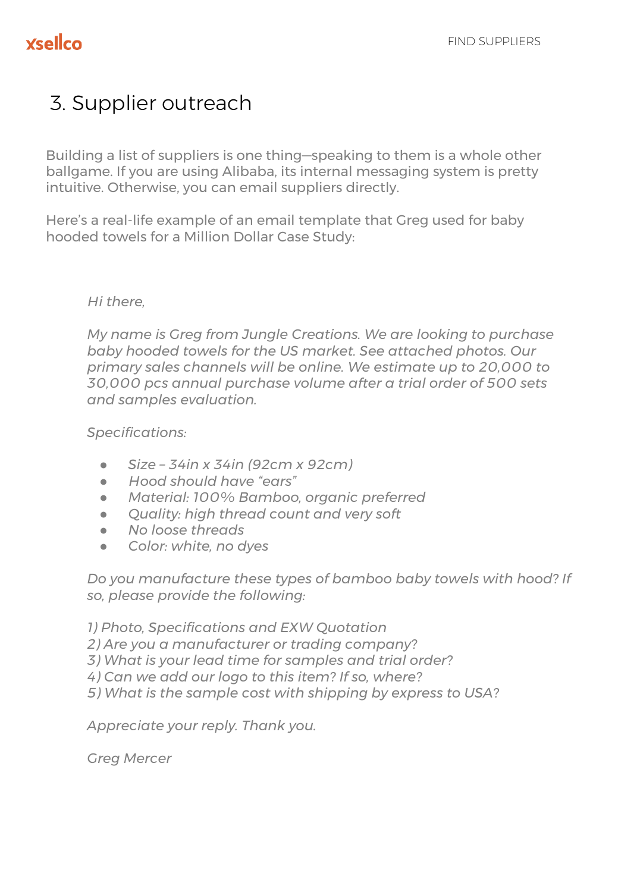## 3. Supplier outreach

Building a list of suppliers is one thing—speaking to them is a whole other ballgame. If you are using Alibaba, its internal messaging system is pretty intuitive. Otherwise, you can email suppliers directly.

Here's a real-life example of an email template that Greg used for baby hooded towels for a Million Dollar Case Study:

> *Hi there,*
>
> *My name is Greg from Jungle Creations. We are looking to purchase baby hooded towels for the US market. See attached photos. Our primary sales channels will be online. We estimate up to 20,000 to 30,000 pcs annual purchase volume after a trial order of 500 sets and samples evaluation.*
>
> *Specifications:*
>
> - *Size – 34in x 34in (92cm x 92cm)*
> - *Hood should have "ears"*
> - *Material: 100% Bamboo, organic preferred*
> - *Quality: high thread count and very soft*
> - *No loose threads*
> - *Color: white, no dyes*
>
> *Do you manufacture these types of bamboo baby towels with hood? If so, please provide the following:*
>
> *1) Photo, Specifications and EXW Quotation*
> *2) Are you a manufacturer or trading company?*
> *3) What is your lead time for samples and trial order?*
> *4) Can we add our logo to this item? If so, where?*
> *5) What is the sample cost with shipping by express to USA?*
>
> *Appreciate your reply. Thank you.*
>
> *Greg Mercer*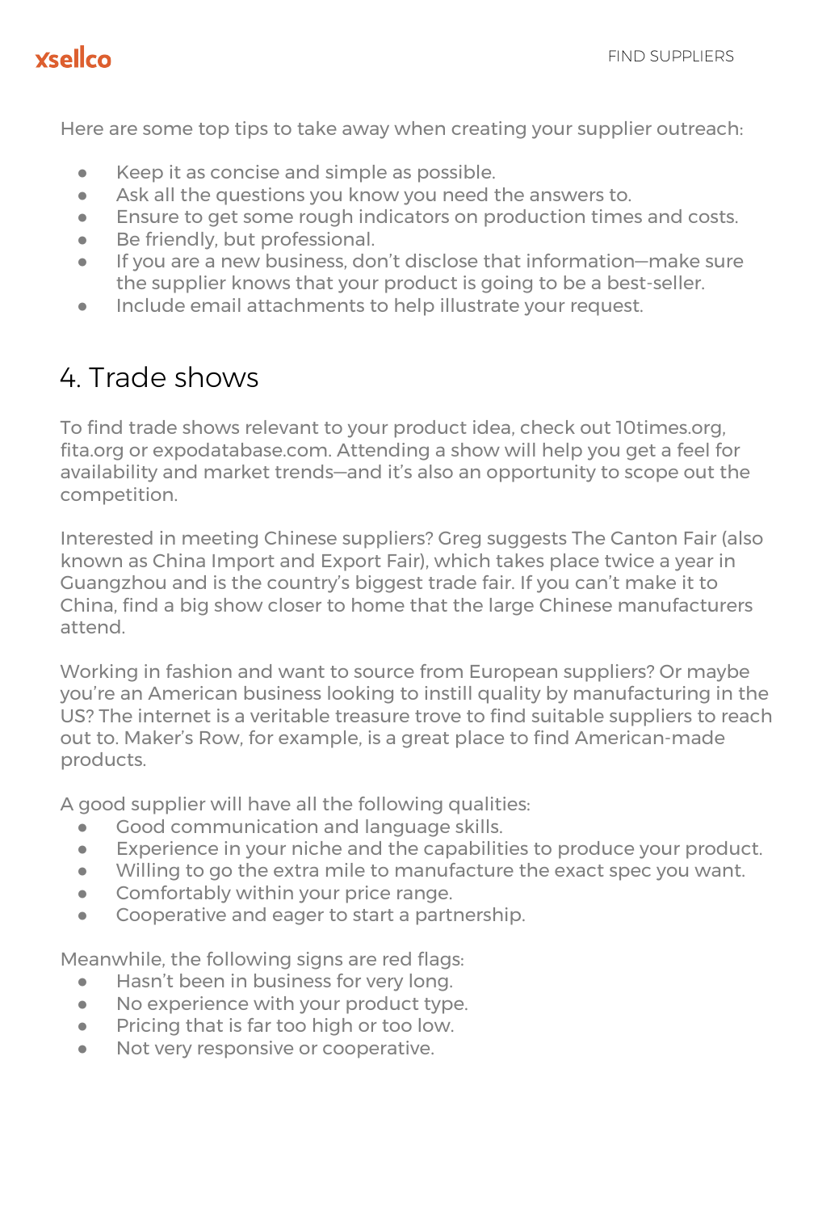Here are some top tips to take away when creating your supplier outreach:

- Keep it as concise and simple as possible.
- Ask all the questions you know you need the answers to.
- Ensure to get some rough indicators on production times and costs.
- Be friendly, but professional.
- If you are a new business, don't disclose that information—make sure the supplier knows that your product is going to be a best-seller.
- Include email attachments to help illustrate your request.

## 4. Trade shows

To find trade shows relevant to your product idea, check out 10times.org, fita.org or expodatabase.com. Attending a show will help you get a feel for availability and market trends—and it's also an opportunity to scope out the competition.

Interested in meeting Chinese suppliers? Greg suggests The Canton Fair (also known as China Import and Export Fair), which takes place twice a year in Guangzhou and is the country's biggest trade fair. If you can't make it to China, find a big show closer to home that the large Chinese manufacturers attend.

Working in fashion and want to source from European suppliers? Or maybe you're an American business looking to instill quality by manufacturing in the US? The internet is a veritable treasure trove to find suitable suppliers to reach out to. Maker's Row, for example, is a great place to find American-made products.

A good supplier will have all the following qualities:

- Good communication and language skills.
- Experience in your niche and the capabilities to produce your product.
- Willing to go the extra mile to manufacture the exact spec you want.
- Comfortably within your price range.
- Cooperative and eager to start a partnership.

Meanwhile, the following signs are red flags:

- Hasn't been in business for very long.
- No experience with your product type.
- Pricing that is far too high or too low.
- Not very responsive or cooperative.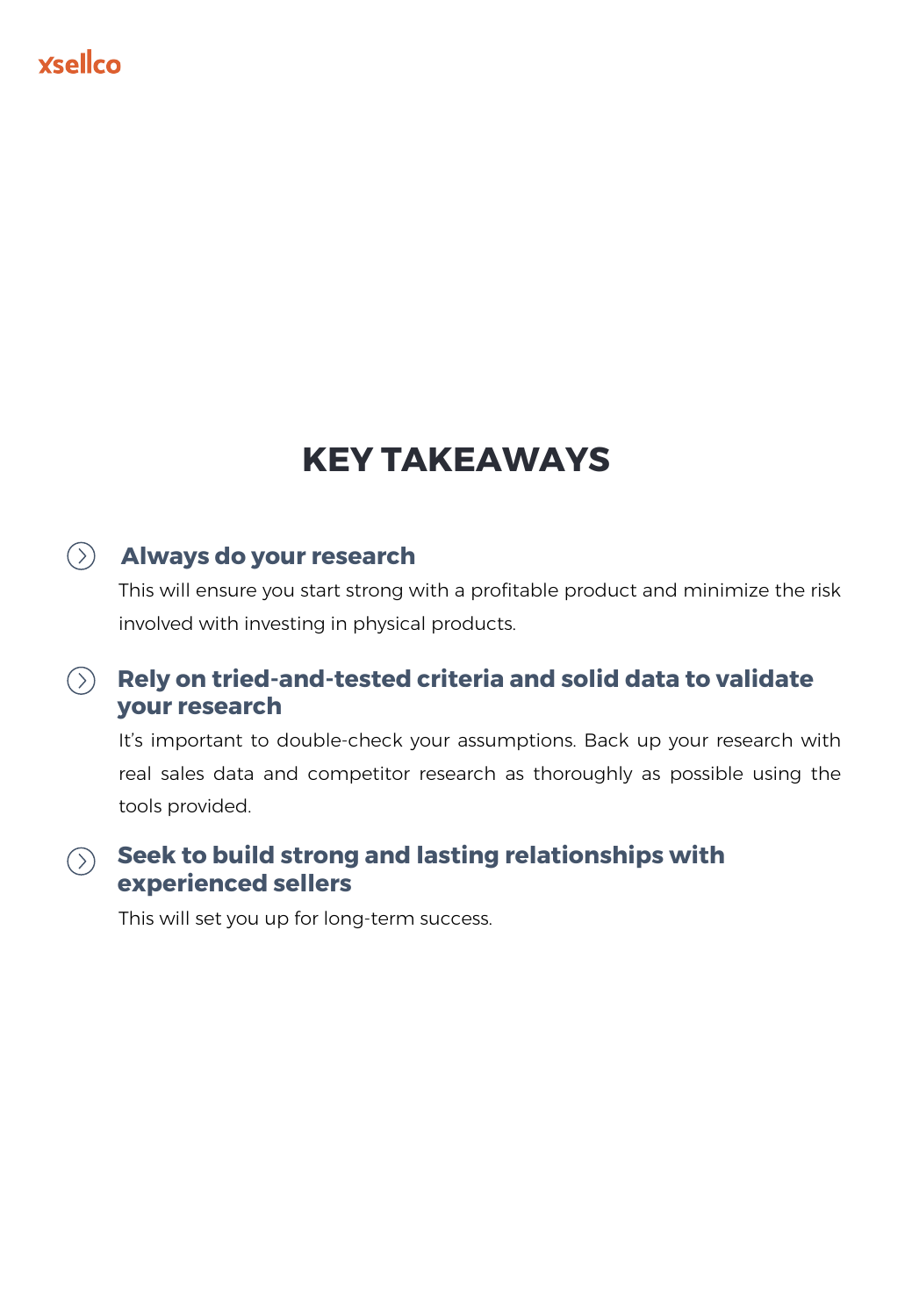# KEY TAKEAWAYS

### Always do your research

This will ensure you start strong with a profitable product and minimize the risk involved with investing in physical products.

### Rely on tried-and-tested criteria and solid data to validate your research

It's important to double-check your assumptions. Back up your research with real sales data and competitor research as thoroughly as possible using the tools provided.

### Seek to build strong and lasting relationships with experienced sellers

This will set you up for long-term success.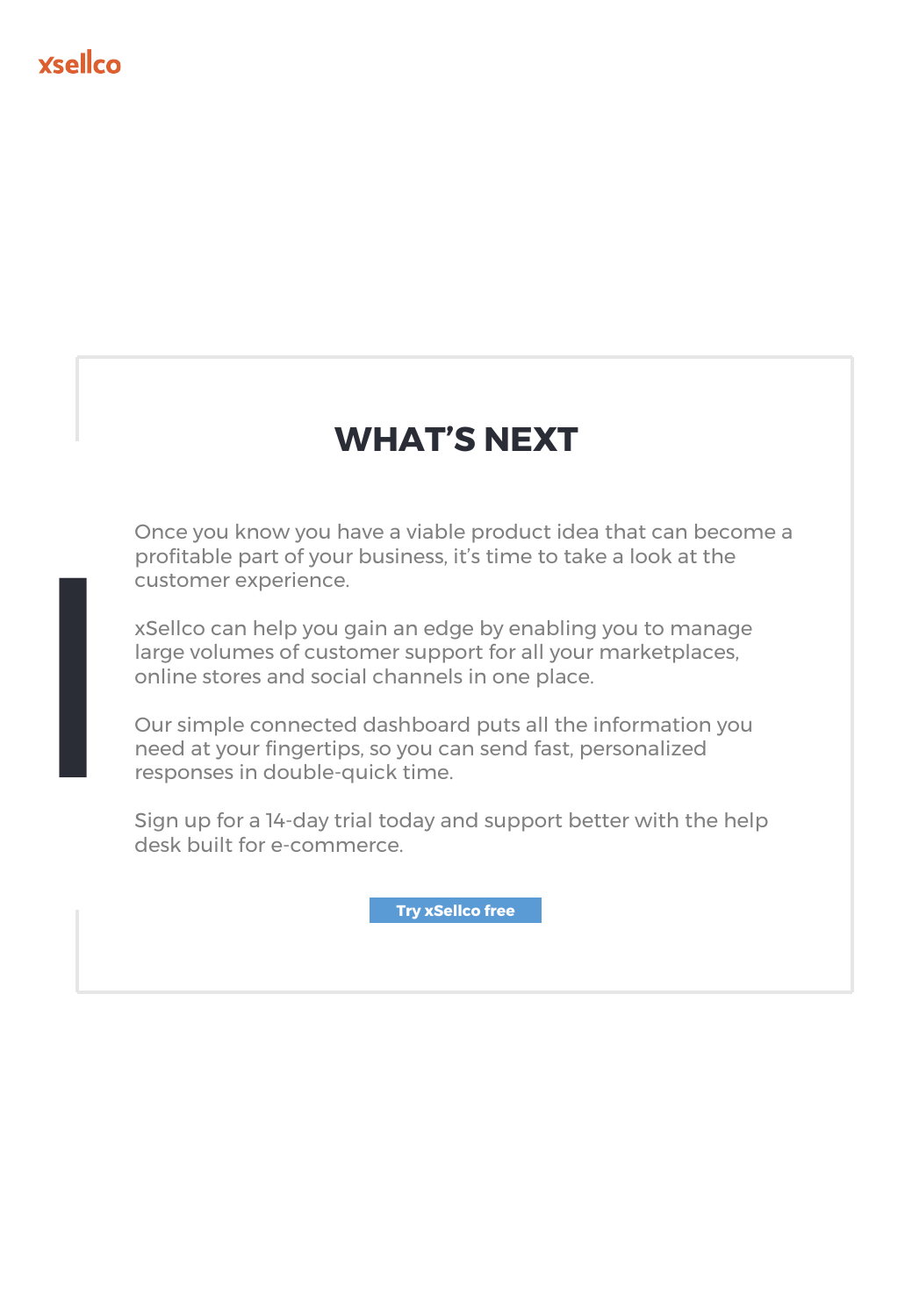# WHAT'S NEXT

Once you know you have a viable product idea that can become a profitable part of your business, it's time to take a look at the customer experience.

xSellco can help you gain an edge by enabling you to manage large volumes of customer support for all your marketplaces, online stores and social channels in one place.

Our simple connected dashboard puts all the information you need at your fingertips, so you can send fast, personalized responses in double-quick time.

Sign up for a 14-day trial today and support better with the help desk built for e-commerce.

**Try xSellco free**